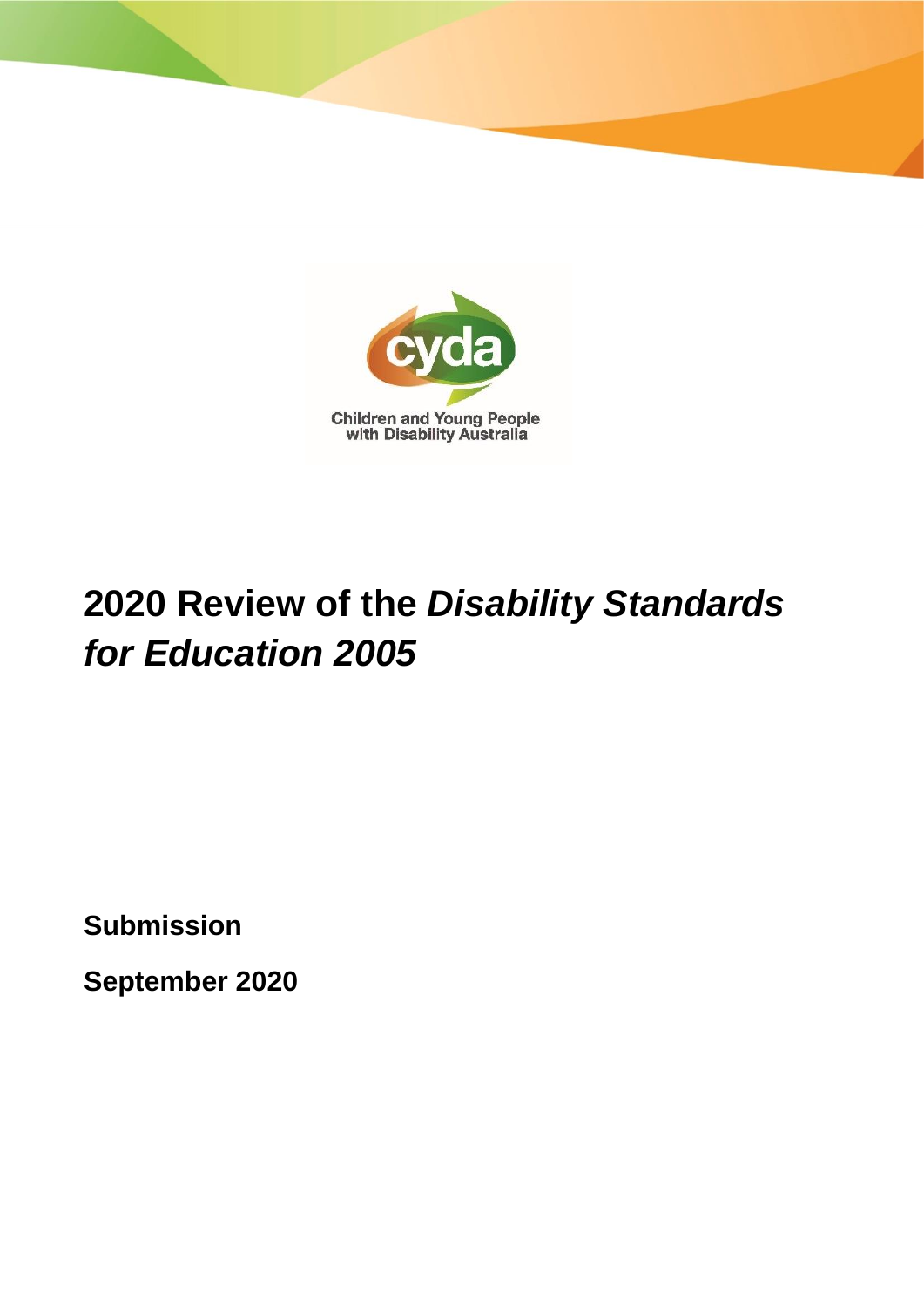Children and Young People with Disability Australia

# 2020 Review of the *Disability Standards for Education 2005*

**Submission**

**September 2020**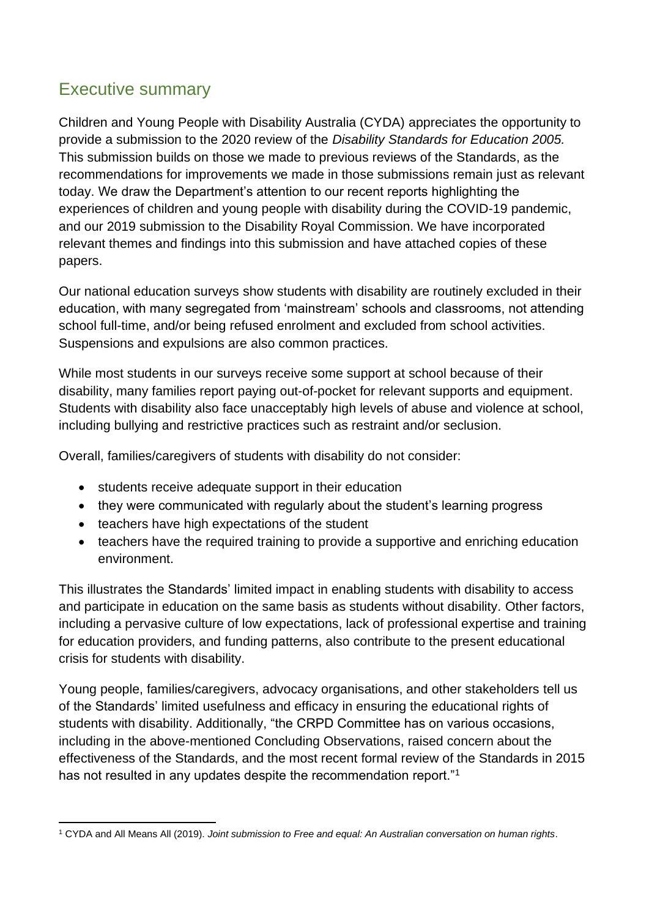## Executive summary

Children and Young People with Disability Australia (CYDA) appreciates the opportunity to provide a submission to the 2020 review of the *Disability Standards for Education 2005.* This submission builds on those we made to previous reviews of the Standards, as the recommendations for improvements we made in those submissions remain just as relevant today. We draw the Department's attention to our recent reports highlighting the experiences of children and young people with disability during the COVID-19 pandemic, and our 2019 submission to the Disability Royal Commission. We have incorporated relevant themes and findings into this submission and have attached copies of these papers.

Our national education surveys show students with disability are routinely excluded in their education, with many segregated from 'mainstream' schools and classrooms, not attending school full-time, and/or being refused enrolment and excluded from school activities. Suspensions and expulsions are also common practices.

While most students in our surveys receive some support at school because of their disability, many families report paying out-of-pocket for relevant supports and equipment. Students with disability also face unacceptably high levels of abuse and violence at school, including bullying and restrictive practices such as restraint and/or seclusion.

Overall, families/caregivers of students with disability do not consider:

- students receive adequate support in their education
- they were communicated with regularly about the student's learning progress
- teachers have high expectations of the student
- teachers have the required training to provide a supportive and enriching education environment.

This illustrates the Standards' limited impact in enabling students with disability to access and participate in education on the same basis as students without disability. Other factors, including a pervasive culture of low expectations, lack of professional expertise and training for education providers, and funding patterns, also contribute to the present educational crisis for students with disability.

Young people, families/caregivers, advocacy organisations, and other stakeholders tell us of the Standards' limited usefulness and efficacy in ensuring the educational rights of students with disability. Additionally, "the CRPD Committee has on various occasions, including in the above-mentioned Concluding Observations, raised concern about the effectiveness of the Standards, and the most recent formal review of the Standards in 2015 has not resulted in any updates despite the recommendation report."[1]

[1] CYDA and All Means All (2019). *Joint submission to Free and equal: An Australian conversation on human rights*.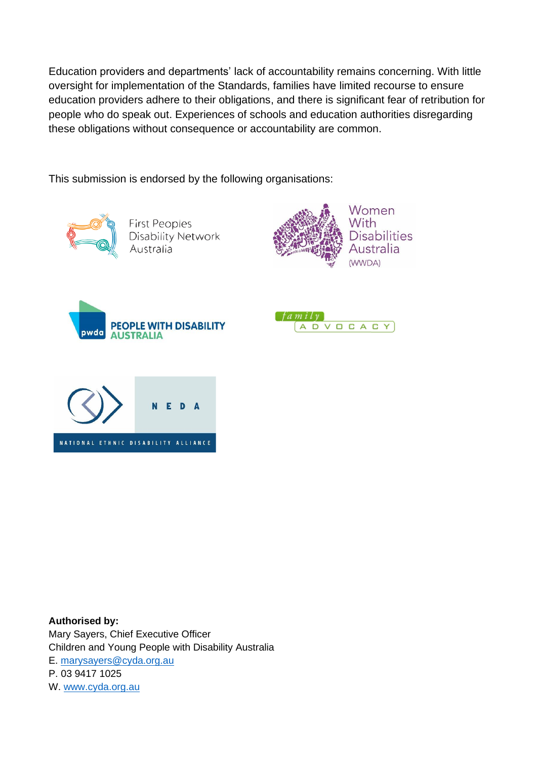Education providers and departments' lack of accountability remains concerning. With little oversight for implementation of the Standards, families have limited recourse to ensure education providers adhere to their obligations, and there is significant fear of retribution for people who do speak out. Experiences of schools and education authorities disregarding these obligations without consequence or accountability are common.

This submission is endorsed by the following organisations:

First Peoples Disability Network Australia

Women With Disabilities Australia (WWDA)

People With Disability Australia

Family Advocacy

NEDA – National Ethnic Disability Alliance

**Authorised by:**
Mary Sayers, Chief Executive Officer
Children and Young People with Disability Australia
E. marysayers@cyda.org.au
P. 03 9417 1025
W. www.cyda.org.au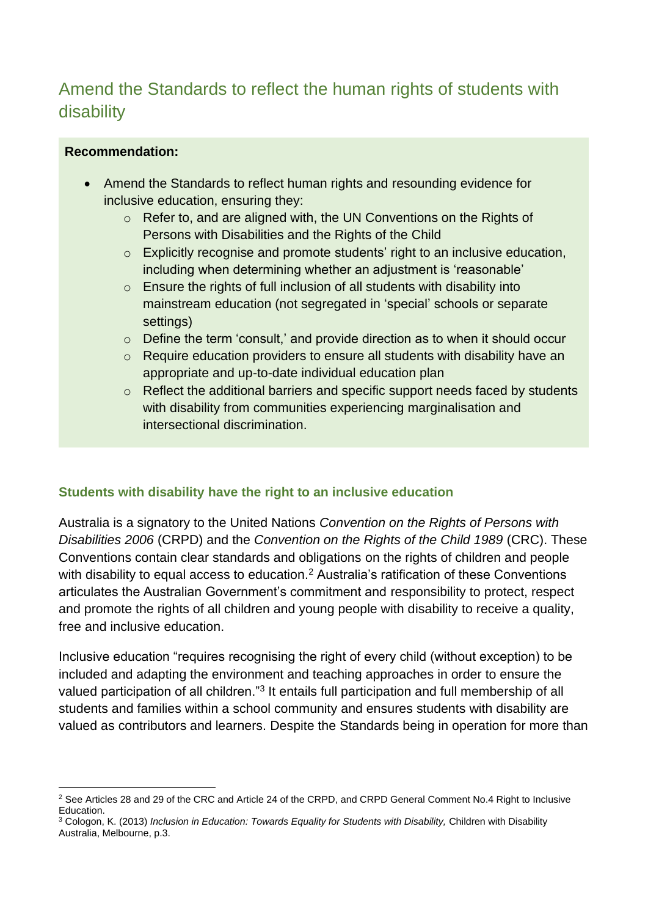## Amend the Standards to reflect the human rights of students with disability

**Recommendation:**

- Amend the Standards to reflect human rights and resounding evidence for inclusive education, ensuring they:
  - Refer to, and are aligned with, the UN Conventions on the Rights of Persons with Disabilities and the Rights of the Child
  - Explicitly recognise and promote students' right to an inclusive education, including when determining whether an adjustment is 'reasonable'
  - Ensure the rights of full inclusion of all students with disability into mainstream education (not segregated in 'special' schools or separate settings)
  - Define the term 'consult,' and provide direction as to when it should occur
  - Require education providers to ensure all students with disability have an appropriate and up-to-date individual education plan
  - Reflect the additional barriers and specific support needs faced by students with disability from communities experiencing marginalisation and intersectional discrimination.

### Students with disability have the right to an inclusive education

Australia is a signatory to the United Nations *Convention on the Rights of Persons with Disabilities 2006* (CRPD) and the *Convention on the Rights of the Child 1989* (CRC). These Conventions contain clear standards and obligations on the rights of children and people with disability to equal access to education.[2] Australia's ratification of these Conventions articulates the Australian Government's commitment and responsibility to protect, respect and promote the rights of all children and young people with disability to receive a quality, free and inclusive education.

Inclusive education "requires recognising the right of every child (without exception) to be included and adapting the environment and teaching approaches in order to ensure the valued participation of all children."[3] It entails full participation and full membership of all students and families within a school community and ensures students with disability are valued as contributors and learners. Despite the Standards being in operation for more than

---

[2] See Articles 28 and 29 of the CRC and Article 24 of the CRPD, and CRPD General Comment No.4 Right to Inclusive Education.

[3] Cologon, K. (2013) *Inclusion in Education: Towards Equality for Students with Disability,* Children with Disability Australia, Melbourne, p.3.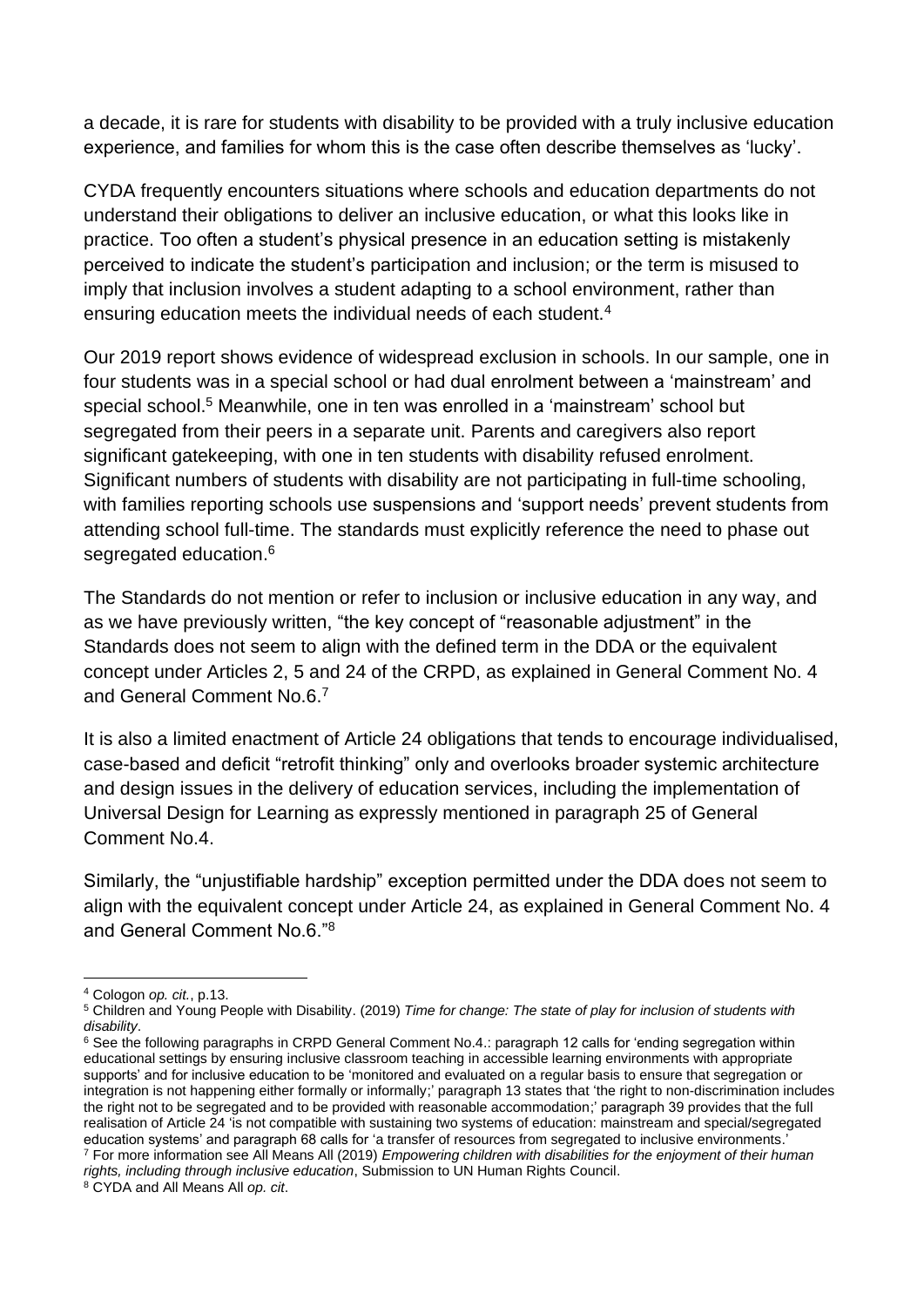a decade, it is rare for students with disability to be provided with a truly inclusive education experience, and families for whom this is the case often describe themselves as 'lucky'.

CYDA frequently encounters situations where schools and education departments do not understand their obligations to deliver an inclusive education, or what this looks like in practice. Too often a student's physical presence in an education setting is mistakenly perceived to indicate the student's participation and inclusion; or the term is misused to imply that inclusion involves a student adapting to a school environment, rather than ensuring education meets the individual needs of each student.[4]

Our 2019 report shows evidence of widespread exclusion in schools. In our sample, one in four students was in a special school or had dual enrolment between a 'mainstream' and special school.[5] Meanwhile, one in ten was enrolled in a 'mainstream' school but segregated from their peers in a separate unit. Parents and caregivers also report significant gatekeeping, with one in ten students with disability refused enrolment. Significant numbers of students with disability are not participating in full-time schooling, with families reporting schools use suspensions and 'support needs' prevent students from attending school full-time. The standards must explicitly reference the need to phase out segregated education.[6]

The Standards do not mention or refer to inclusion or inclusive education in any way, and as we have previously written, "the key concept of "reasonable adjustment" in the Standards does not seem to align with the defined term in the DDA or the equivalent concept under Articles 2, 5 and 24 of the CRPD, as explained in General Comment No. 4 and General Comment No.6.[7]

It is also a limited enactment of Article 24 obligations that tends to encourage individualised, case-based and deficit "retrofit thinking" only and overlooks broader systemic architecture and design issues in the delivery of education services, including the implementation of Universal Design for Learning as expressly mentioned in paragraph 25 of General Comment No.4.

Similarly, the "unjustifiable hardship" exception permitted under the DDA does not seem to align with the equivalent concept under Article 24, as explained in General Comment No. 4 and General Comment No.6."[8]

---

[4] Cologon *op. cit.*, p.13.

[5] Children and Young People with Disability. (2019) *Time for change: The state of play for inclusion of students with disability*.

[6] See the following paragraphs in CRPD General Comment No.4.: paragraph 12 calls for 'ending segregation within educational settings by ensuring inclusive classroom teaching in accessible learning environments with appropriate supports' and for inclusive education to be 'monitored and evaluated on a regular basis to ensure that segregation or integration is not happening either formally or informally;' paragraph 13 states that 'the right to non-discrimination includes the right not to be segregated and to be provided with reasonable accommodation;' paragraph 39 provides that the full realisation of Article 24 'is not compatible with sustaining two systems of education: mainstream and special/segregated education systems' and paragraph 68 calls for 'a transfer of resources from segregated to inclusive environments.'

[7] For more information see All Means All (2019) *Empowering children with disabilities for the enjoyment of their human rights, including through inclusive education*, Submission to UN Human Rights Council.

[8] CYDA and All Means All *op. cit*.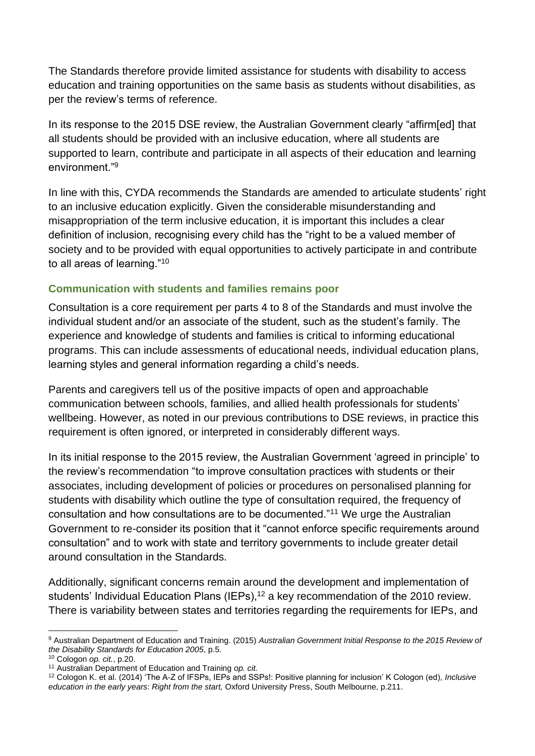The Standards therefore provide limited assistance for students with disability to access education and training opportunities on the same basis as students without disabilities, as per the review's terms of reference.

In its response to the 2015 DSE review, the Australian Government clearly "affirm[ed] that all students should be provided with an inclusive education, where all students are supported to learn, contribute and participate in all aspects of their education and learning environment."[9]

In line with this, CYDA recommends the Standards are amended to articulate students' right to an inclusive education explicitly. Given the considerable misunderstanding and misappropriation of the term inclusive education, it is important this includes a clear definition of inclusion, recognising every child has the "right to be a valued member of society and to be provided with equal opportunities to actively participate in and contribute to all areas of learning."[10]

### Communication with students and families remains poor

Consultation is a core requirement per parts 4 to 8 of the Standards and must involve the individual student and/or an associate of the student, such as the student's family. The experience and knowledge of students and families is critical to informing educational programs. This can include assessments of educational needs, individual education plans, learning styles and general information regarding a child's needs.

Parents and caregivers tell us of the positive impacts of open and approachable communication between schools, families, and allied health professionals for students' wellbeing. However, as noted in our previous contributions to DSE reviews, in practice this requirement is often ignored, or interpreted in considerably different ways.

In its initial response to the 2015 review, the Australian Government 'agreed in principle' to the review's recommendation "to improve consultation practices with students or their associates, including development of policies or procedures on personalised planning for students with disability which outline the type of consultation required, the frequency of consultation and how consultations are to be documented."[11] We urge the Australian Government to re-consider its position that it "cannot enforce specific requirements around consultation" and to work with state and territory governments to include greater detail around consultation in the Standards.

Additionally, significant concerns remain around the development and implementation of students' Individual Education Plans (IEPs),[12] a key recommendation of the 2010 review. There is variability between states and territories regarding the requirements for IEPs, and

---

[9] Australian Department of Education and Training. (2015) *Australian Government Initial Response to the 2015 Review of the Disability Standards for Education 2005*, p.5.

[10] Cologon *op. cit.*, p.20.

[11] Australian Department of Education and Training *op. cit.*

[12] Cologon K. et al. (2014) 'The A-Z of IFSPs, IEPs and SSPs!: Positive planning for inclusion' K Cologon (ed), *Inclusive education in the early years: Right from the start,* Oxford University Press, South Melbourne, p.211.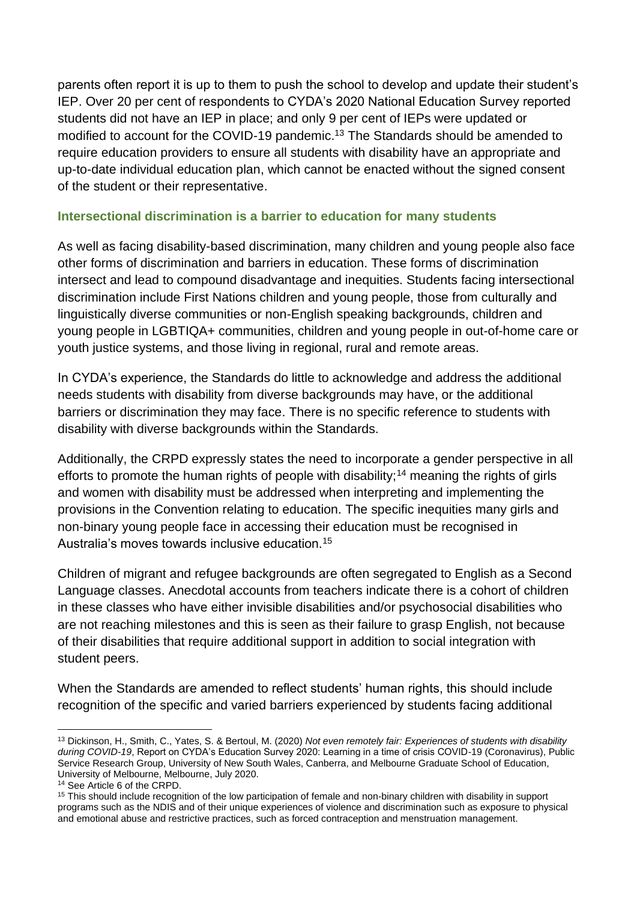parents often report it is up to them to push the school to develop and update their student's IEP. Over 20 per cent of respondents to CYDA's 2020 National Education Survey reported students did not have an IEP in place; and only 9 per cent of IEPs were updated or modified to account for the COVID-19 pandemic.[13] The Standards should be amended to require education providers to ensure all students with disability have an appropriate and up-to-date individual education plan, which cannot be enacted without the signed consent of the student or their representative.

### Intersectional discrimination is a barrier to education for many students

As well as facing disability-based discrimination, many children and young people also face other forms of discrimination and barriers in education. These forms of discrimination intersect and lead to compound disadvantage and inequities. Students facing intersectional discrimination include First Nations children and young people, those from culturally and linguistically diverse communities or non-English speaking backgrounds, children and young people in LGBTIQA+ communities, children and young people in out-of-home care or youth justice systems, and those living in regional, rural and remote areas.

In CYDA's experience, the Standards do little to acknowledge and address the additional needs students with disability from diverse backgrounds may have, or the additional barriers or discrimination they may face. There is no specific reference to students with disability with diverse backgrounds within the Standards.

Additionally, the CRPD expressly states the need to incorporate a gender perspective in all efforts to promote the human rights of people with disability;[14] meaning the rights of girls and women with disability must be addressed when interpreting and implementing the provisions in the Convention relating to education. The specific inequities many girls and non-binary young people face in accessing their education must be recognised in Australia's moves towards inclusive education.[15]

Children of migrant and refugee backgrounds are often segregated to English as a Second Language classes. Anecdotal accounts from teachers indicate there is a cohort of children in these classes who have either invisible disabilities and/or psychosocial disabilities who are not reaching milestones and this is seen as their failure to grasp English, not because of their disabilities that require additional support in addition to social integration with student peers.

When the Standards are amended to reflect students' human rights, this should include recognition of the specific and varied barriers experienced by students facing additional

---

[13] Dickinson, H., Smith, C., Yates, S. & Bertoul, M. (2020) *Not even remotely fair: Experiences of students with disability during COVID-19*, Report on CYDA's Education Survey 2020: Learning in a time of crisis COVID-19 (Coronavirus), Public Service Research Group, University of New South Wales, Canberra, and Melbourne Graduate School of Education, University of Melbourne, Melbourne, July 2020.

[14] See Article 6 of the CRPD.

[15] This should include recognition of the low participation of female and non-binary children with disability in support programs such as the NDIS and of their unique experiences of violence and discrimination such as exposure to physical and emotional abuse and restrictive practices, such as forced contraception and menstruation management.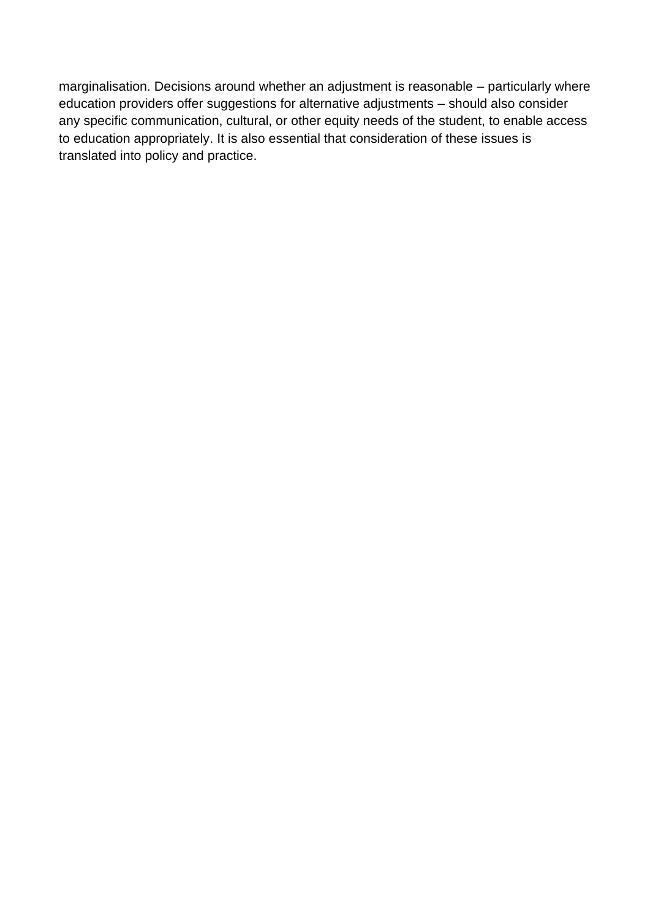marginalisation. Decisions around whether an adjustment is reasonable – particularly where education providers offer suggestions for alternative adjustments – should also consider any specific communication, cultural, or other equity needs of the student, to enable access to education appropriately. It is also essential that consideration of these issues is translated into policy and practice.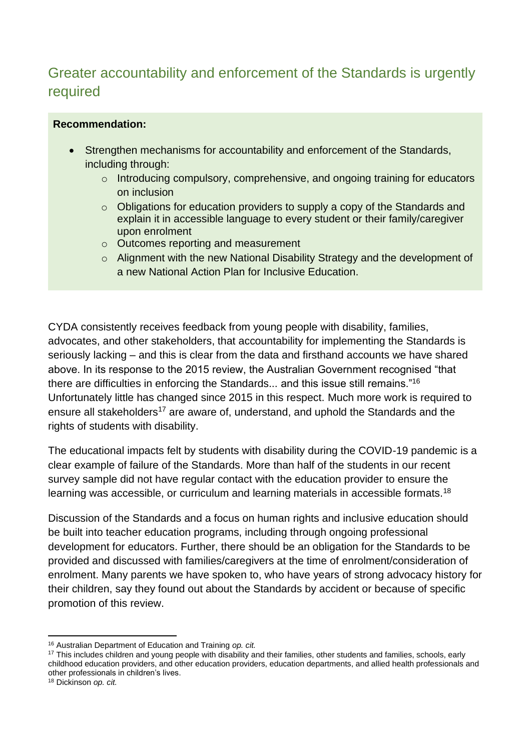## Greater accountability and enforcement of the Standards is urgently required

**Recommendation:**

- Strengthen mechanisms for accountability and enforcement of the Standards, including through:
  - Introducing compulsory, comprehensive, and ongoing training for educators on inclusion
  - Obligations for education providers to supply a copy of the Standards and explain it in accessible language to every student or their family/caregiver upon enrolment
  - Outcomes reporting and measurement
  - Alignment with the new National Disability Strategy and the development of a new National Action Plan for Inclusive Education.

CYDA consistently receives feedback from young people with disability, families, advocates, and other stakeholders, that accountability for implementing the Standards is seriously lacking – and this is clear from the data and firsthand accounts we have shared above. In its response to the 2015 review, the Australian Government recognised "that there are difficulties in enforcing the Standards... and this issue still remains."[16] Unfortunately little has changed since 2015 in this respect. Much more work is required to ensure all stakeholders[17] are aware of, understand, and uphold the Standards and the rights of students with disability.

The educational impacts felt by students with disability during the COVID-19 pandemic is a clear example of failure of the Standards. More than half of the students in our recent survey sample did not have regular contact with the education provider to ensure the learning was accessible, or curriculum and learning materials in accessible formats.[18]

Discussion of the Standards and a focus on human rights and inclusive education should be built into teacher education programs, including through ongoing professional development for educators. Further, there should be an obligation for the Standards to be provided and discussed with families/caregivers at the time of enrolment/consideration of enrolment. Many parents we have spoken to, who have years of strong advocacy history for their children, say they found out about the Standards by accident or because of specific promotion of this review.

---

[16] Australian Department of Education and Training *op. cit.*

[17] This includes children and young people with disability and their families, other students and families, schools, early childhood education providers, and other education providers, education departments, and allied health professionals and other professionals in children's lives.

[18] Dickinson *op. cit.*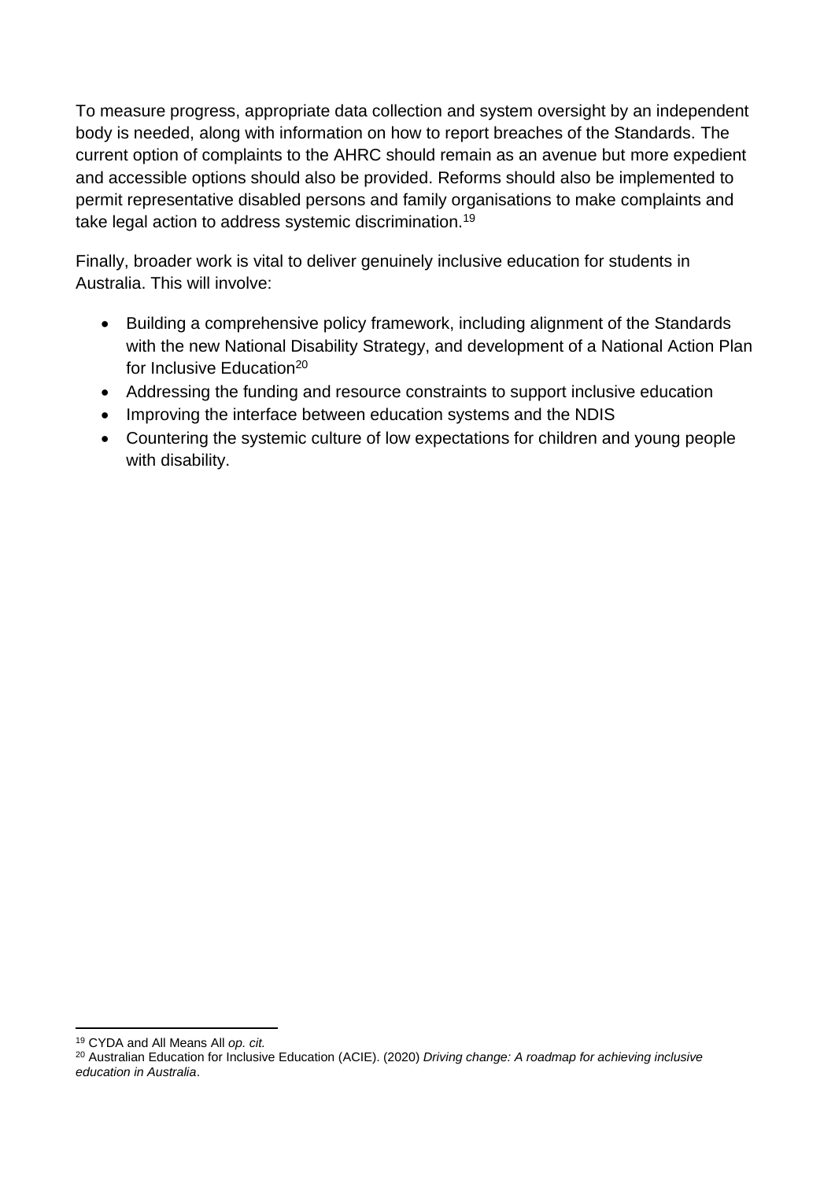To measure progress, appropriate data collection and system oversight by an independent body is needed, along with information on how to report breaches of the Standards. The current option of complaints to the AHRC should remain as an avenue but more expedient and accessible options should also be provided. Reforms should also be implemented to permit representative disabled persons and family organisations to make complaints and take legal action to address systemic discrimination.[19]

Finally, broader work is vital to deliver genuinely inclusive education for students in Australia. This will involve:

- Building a comprehensive policy framework, including alignment of the Standards with the new National Disability Strategy, and development of a National Action Plan for Inclusive Education[20]
- Addressing the funding and resource constraints to support inclusive education
- Improving the interface between education systems and the NDIS
- Countering the systemic culture of low expectations for children and young people with disability.

---

[19] CYDA and All Means All *op. cit.*

[20] Australian Education for Inclusive Education (ACIE). (2020) *Driving change: A roadmap for achieving inclusive education in Australia*.